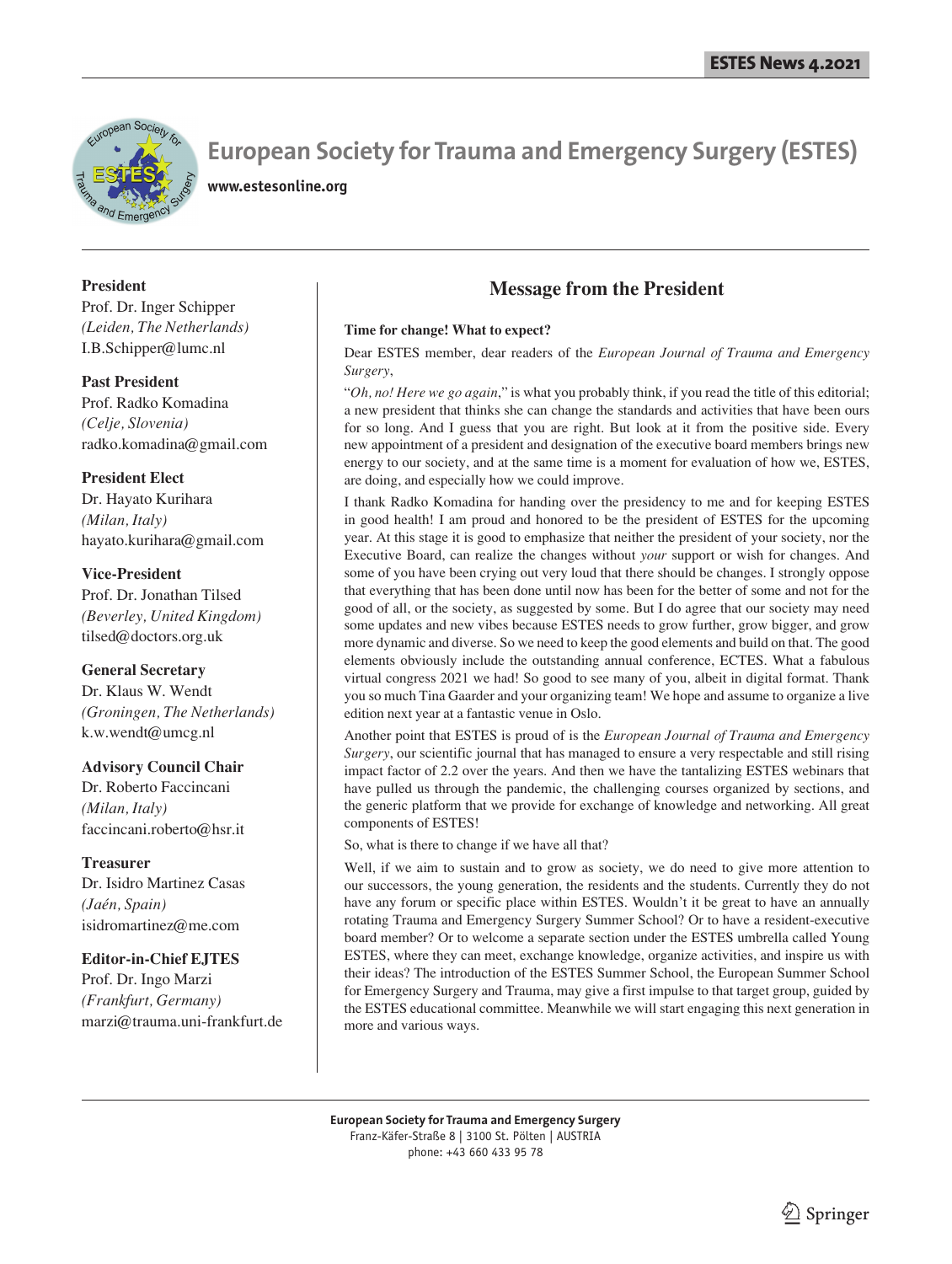# European Society for Trauma and Emergency Surgery (ESTES)

www.estesonline.org

**President**
Prof. Dr. Inger Schipper
*(Leiden, The Netherlands)*
I.B.Schipper@lumc.nl

**Past President**
Prof. Radko Komadina
*(Celje, Slovenia)*
radko.komadina@gmail.com

**President Elect**
Dr. Hayato Kurihara
*(Milan, Italy)*
hayato.kurihara@gmail.com

**Vice-President**
Prof. Dr. Jonathan Tilsed
*(Beverley, United Kingdom)*
tilsed@doctors.org.uk

**General Secretary**
Dr. Klaus W. Wendt
*(Groningen, The Netherlands)*
k.w.wendt@umcg.nl

**Advisory Council Chair**
Dr. Roberto Faccincani
*(Milan, Italy)*
faccincani.roberto@hsr.it

**Treasurer**
Dr. Isidro Martinez Casas
*(Jaén, Spain)*
isidromartinez@me.com

**Editor-in-Chief EJTES**
Prof. Dr. Ingo Marzi
*(Frankfurt, Germany)*
marzi@trauma.uni-frankfurt.de

## Message from the President

**Time for change! What to expect?**

Dear ESTES member, dear readers of the *European Journal of Trauma and Emergency Surgery*,

"*Oh, no! Here we go again*," is what you probably think, if you read the title of this editorial; a new president that thinks she can change the standards and activities that have been ours for so long. And I guess that you are right. But look at it from the positive side. Every new appointment of a president and designation of the executive board members brings new energy to our society, and at the same time is a moment for evaluation of how we, ESTES, are doing, and especially how we could improve.

I thank Radko Komadina for handing over the presidency to me and for keeping ESTES in good health! I am proud and honored to be the president of ESTES for the upcoming year. At this stage it is good to emphasize that neither the president of your society, nor the Executive Board, can realize the changes without *your* support or wish for changes. And some of you have been crying out very loud that there should be changes. I strongly oppose that everything that has been done until now has been for the better of some and not for the good of all, or the society, as suggested by some. But I do agree that our society may need some updates and new vibes because ESTES needs to grow further, grow bigger, and grow more dynamic and diverse. So we need to keep the good elements and build on that. The good elements obviously include the outstanding annual conference, ECTES. What a fabulous virtual congress 2021 we had! So good to see many of you, albeit in digital format. Thank you so much Tina Gaarder and your organizing team! We hope and assume to organize a live edition next year at a fantastic venue in Oslo.

Another point that ESTES is proud of is the *European Journal of Trauma and Emergency Surgery*, our scientific journal that has managed to ensure a very respectable and still rising impact factor of 2.2 over the years. And then we have the tantalizing ESTES webinars that have pulled us through the pandemic, the challenging courses organized by sections, and the generic platform that we provide for exchange of knowledge and networking. All great components of ESTES!

So, what is there to change if we have all that?

Well, if we aim to sustain and to grow as society, we do need to give more attention to our successors, the young generation, the residents and the students. Currently they do not have any forum or specific place within ESTES. Wouldn't it be great to have an annually rotating Trauma and Emergency Surgery Summer School? Or to have a resident-executive board member? Or to welcome a separate section under the ESTES umbrella called Young ESTES, where they can meet, exchange knowledge, organize activities, and inspire us with their ideas? The introduction of the ESTES Summer School, the European Summer School for Emergency Surgery and Trauma, may give a first impulse to that target group, guided by the ESTES educational committee. Meanwhile we will start engaging this next generation in more and various ways.

**European Society for Trauma and Emergency Surgery**
Franz-Käfer-Straße 8 | 3100 St. Pölten | AUSTRIA
phone: +43 660 433 95 78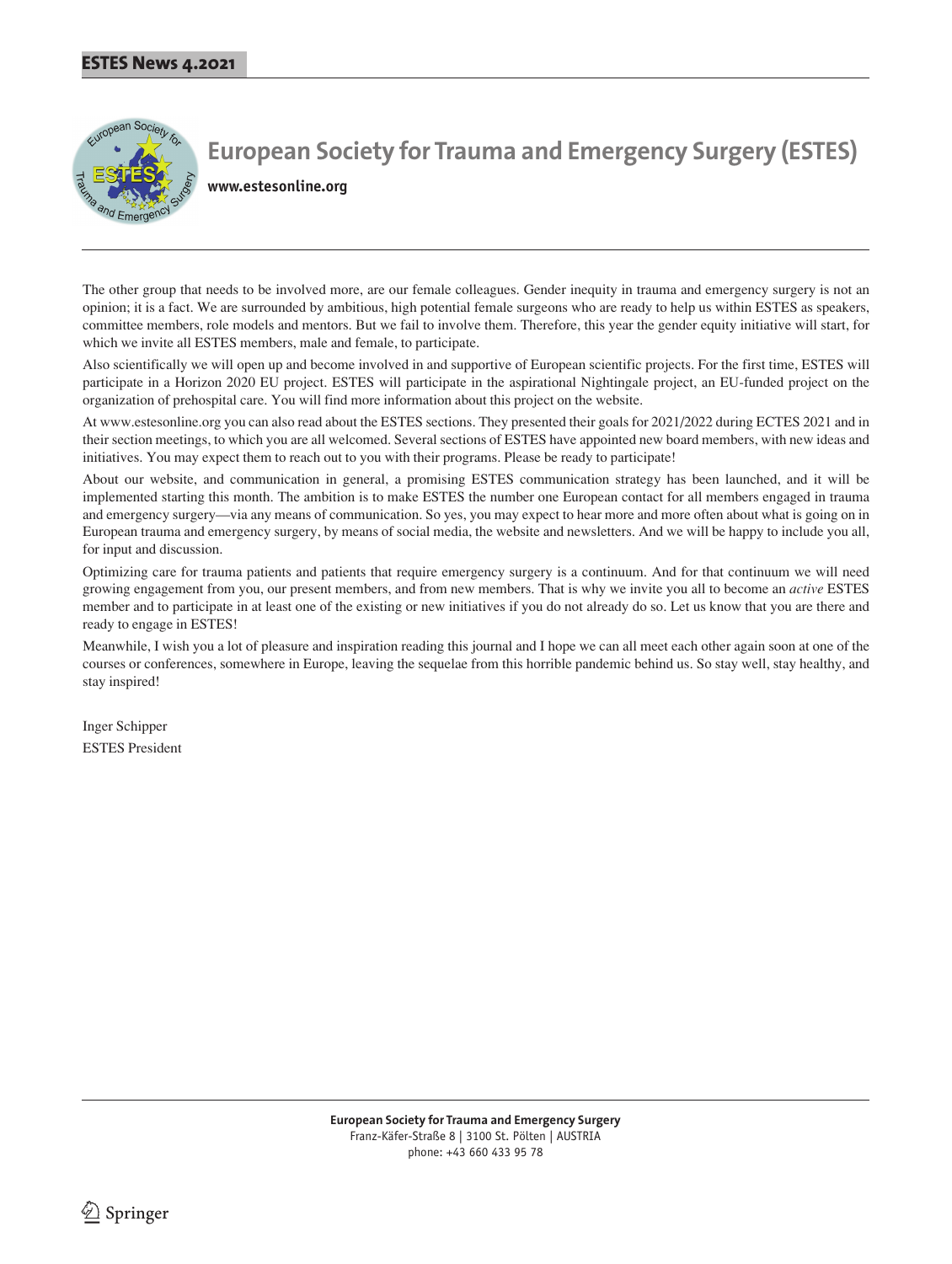# European Society for Trauma and Emergency Surgery (ESTES)

**www.estesonline.org**

The other group that needs to be involved more, are our female colleagues. Gender inequity in trauma and emergency surgery is not an opinion; it is a fact. We are surrounded by ambitious, high potential female surgeons who are ready to help us within ESTES as speakers, committee members, role models and mentors. But we fail to involve them. Therefore, this year the gender equity initiative will start, for which we invite all ESTES members, male and female, to participate.

Also scientifically we will open up and become involved in and supportive of European scientific projects. For the first time, ESTES will participate in a Horizon 2020 EU project. ESTES will participate in the aspirational Nightingale project, an EU-funded project on the organization of prehospital care. You will find more information about this project on the website.

At www.estesonline.org you can also read about the ESTES sections. They presented their goals for 2021/2022 during ECTES 2021 and in their section meetings, to which you are all welcomed. Several sections of ESTES have appointed new board members, with new ideas and initiatives. You may expect them to reach out to you with their programs. Please be ready to participate!

About our website, and communication in general, a promising ESTES communication strategy has been launched, and it will be implemented starting this month. The ambition is to make ESTES the number one European contact for all members engaged in trauma and emergency surgery—via any means of communication. So yes, you may expect to hear more and more often about what is going on in European trauma and emergency surgery, by means of social media, the website and newsletters. And we will be happy to include you all, for input and discussion.

Optimizing care for trauma patients and patients that require emergency surgery is a continuum. And for that continuum we will need growing engagement from you, our present members, and from new members. That is why we invite you all to become an *active* ESTES member and to participate in at least one of the existing or new initiatives if you do not already do so. Let us know that you are there and ready to engage in ESTES!

Meanwhile, I wish you a lot of pleasure and inspiration reading this journal and I hope we can all meet each other again soon at one of the courses or conferences, somewhere in Europe, leaving the sequelae from this horrible pandemic behind us. So stay well, stay healthy, and stay inspired!

Inger Schipper
ESTES President

**European Society for Trauma and Emergency Surgery**
Franz-Käfer-Straße 8 | 3100 St. Pölten | AUSTRIA
phone: +43 660 433 95 78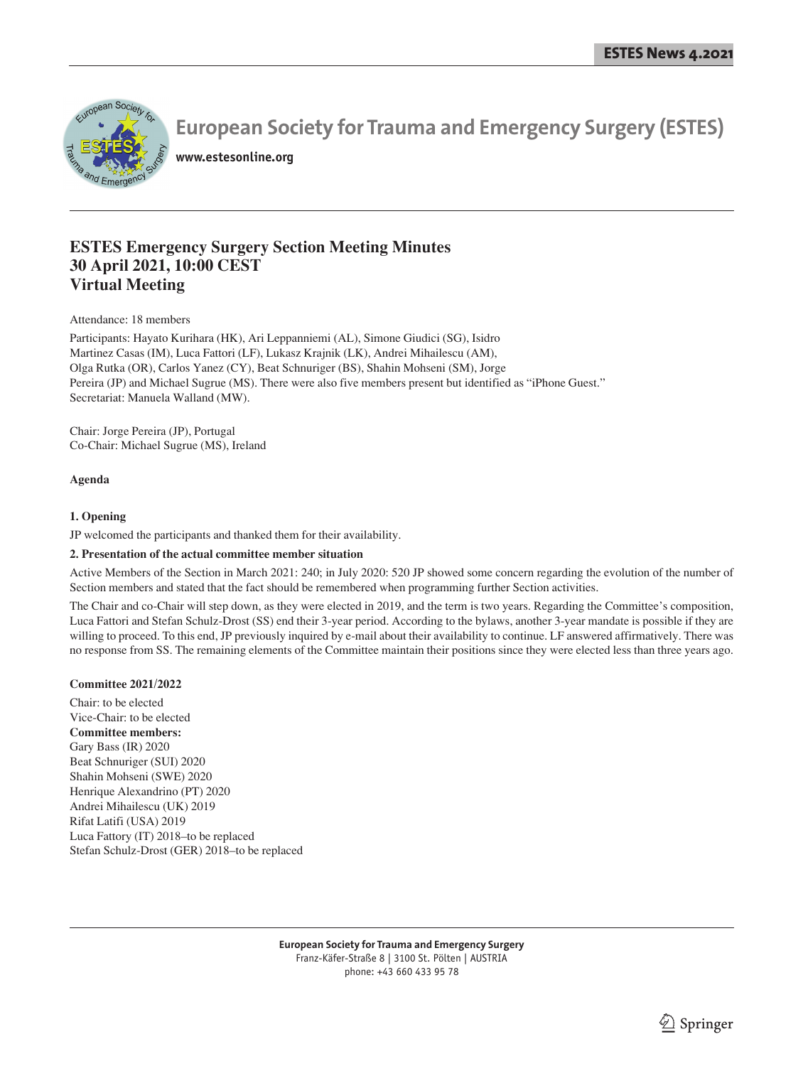# European Society for Trauma and Emergency Surgery (ESTES)

www.estesonline.org

## ESTES Emergency Surgery Section Meeting Minutes
## 30 April 2021, 10:00 CEST
## Virtual Meeting

Attendance: 18 members

Participants: Hayato Kurihara (HK), Ari Leppanniemi (AL), Simone Giudici (SG), Isidro Martinez Casas (IM), Luca Fattori (LF), Lukasz Krajnik (LK), Andrei Mihailescu (AM), Olga Rutka (OR), Carlos Yanez (CY), Beat Schnuriger (BS), Shahin Mohseni (SM), Jorge Pereira (JP) and Michael Sugrue (MS). There were also five members present but identified as "iPhone Guest." Secretariat: Manuela Walland (MW).

Chair: Jorge Pereira (JP), Portugal
Co-Chair: Michael Sugrue (MS), Ireland

**Agenda**

**1. Opening**

JP welcomed the participants and thanked them for their availability.

**2. Presentation of the actual committee member situation**

Active Members of the Section in March 2021: 240; in July 2020: 520 JP showed some concern regarding the evolution of the number of Section members and stated that the fact should be remembered when programming further Section activities.

The Chair and co-Chair will step down, as they were elected in 2019, and the term is two years. Regarding the Committee's composition, Luca Fattori and Stefan Schulz-Drost (SS) end their 3-year period. According to the bylaws, another 3-year mandate is possible if they are willing to proceed. To this end, JP previously inquired by e-mail about their availability to continue. LF answered affirmatively. There was no response from SS. The remaining elements of the Committee maintain their positions since they were elected less than three years ago.

**Committee 2021/2022**

Chair: to be elected
Vice-Chair: to be elected
**Committee members:**
Gary Bass (IR) 2020
Beat Schnuriger (SUI) 2020
Shahin Mohseni (SWE) 2020
Henrique Alexandrino (PT) 2020
Andrei Mihailescu (UK) 2019
Rifat Latifi (USA) 2019
Luca Fattory (IT) 2018–to be replaced
Stefan Schulz-Drost (GER) 2018–to be replaced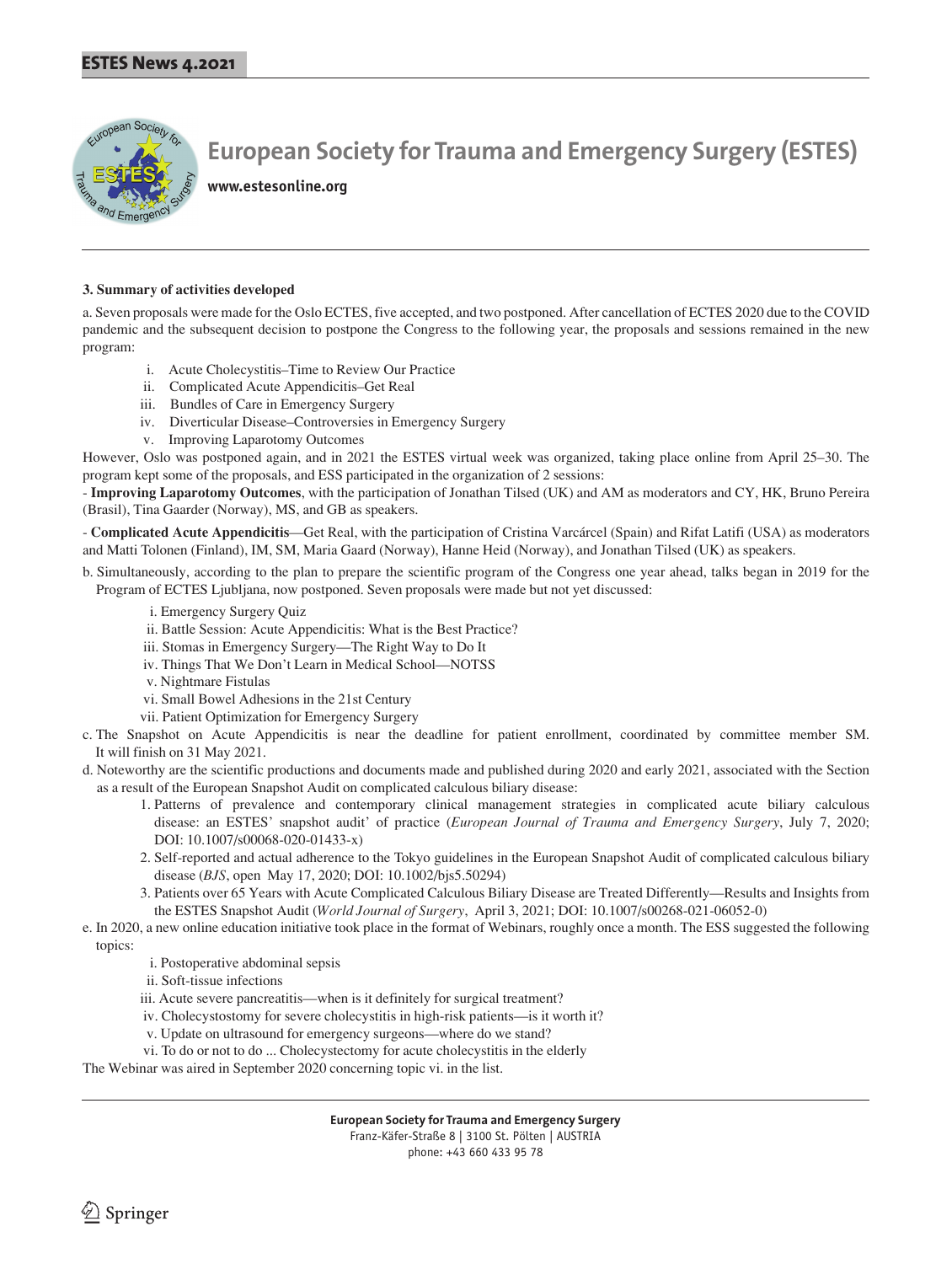# European Society for Trauma and Emergency Surgery (ESTES)

www.estesonline.org

**3. Summary of activities developed**

a. Seven proposals were made for the Oslo ECTES, five accepted, and two postponed. After cancellation of ECTES 2020 due to the COVID pandemic and the subsequent decision to postpone the Congress to the following year, the proposals and sessions remained in the new program:

i. Acute Cholecystitis–Time to Review Our Practice
ii. Complicated Acute Appendicitis–Get Real
iii. Bundles of Care in Emergency Surgery
iv. Diverticular Disease–Controversies in Emergency Surgery
v. Improving Laparotomy Outcomes

However, Oslo was postponed again, and in 2021 the ESTES virtual week was organized, taking place online from April 25–30. The program kept some of the proposals, and ESS participated in the organization of 2 sessions:

- **Improving Laparotomy Outcomes**, with the participation of Jonathan Tilsed (UK) and AM as moderators and CY, HK, Bruno Pereira (Brasil), Tina Gaarder (Norway), MS, and GB as speakers.

- **Complicated Acute Appendicitis**—Get Real, with the participation of Cristina Varcárcel (Spain) and Rifat Latifi (USA) as moderators and Matti Tolonen (Finland), IM, SM, Maria Gaard (Norway), Hanne Heid (Norway), and Jonathan Tilsed (UK) as speakers.

b. Simultaneously, according to the plan to prepare the scientific program of the Congress one year ahead, talks began in 2019 for the Program of ECTES Ljubljana, now postponed. Seven proposals were made but not yet discussed:

i. Emergency Surgery Quiz
ii. Battle Session: Acute Appendicitis: What is the Best Practice?
iii. Stomas in Emergency Surgery—The Right Way to Do It
iv. Things That We Don't Learn in Medical School—NOTSS
v. Nightmare Fistulas
vi. Small Bowel Adhesions in the 21st Century
vii. Patient Optimization for Emergency Surgery

c. The Snapshot on Acute Appendicitis is near the deadline for patient enrollment, coordinated by committee member SM. It will finish on 31 May 2021.

d. Noteworthy are the scientific productions and documents made and published during 2020 and early 2021, associated with the Section as a result of the European Snapshot Audit on complicated calculous biliary disease:

1. Patterns of prevalence and contemporary clinical management strategies in complicated acute biliary calculous disease: an ESTES' snapshot audit' of practice (*European Journal of Trauma and Emergency Surgery*, July 7, 2020; DOI: 10.1007/s00068-020-01433-x)
2. Self-reported and actual adherence to the Tokyo guidelines in the European Snapshot Audit of complicated calculous biliary disease (*BJS*, open May 17, 2020; DOI: 10.1002/bjs5.50294)
3. Patients over 65 Years with Acute Complicated Calculous Biliary Disease are Treated Differently—Results and Insights from the ESTES Snapshot Audit (*World Journal of Surgery*, April 3, 2021; DOI: 10.1007/s00268-021-06052-0)

e. In 2020, a new online education initiative took place in the format of Webinars, roughly once a month. The ESS suggested the following topics:

i. Postoperative abdominal sepsis
ii. Soft-tissue infections
iii. Acute severe pancreatitis—when is it definitely for surgical treatment?
iv. Cholecystostomy for severe cholecystitis in high-risk patients—is it worth it?
v. Update on ultrasound for emergency surgeons—where do we stand?
vi. To do or not to do ... Cholecystectomy for acute cholecystitis in the elderly

The Webinar was aired in September 2020 concerning topic vi. in the list.

**European Society for Trauma and Emergency Surgery**
Franz-Käfer-Straße 8 | 3100 St. Pölten | AUSTRIA
phone: +43 660 433 95 78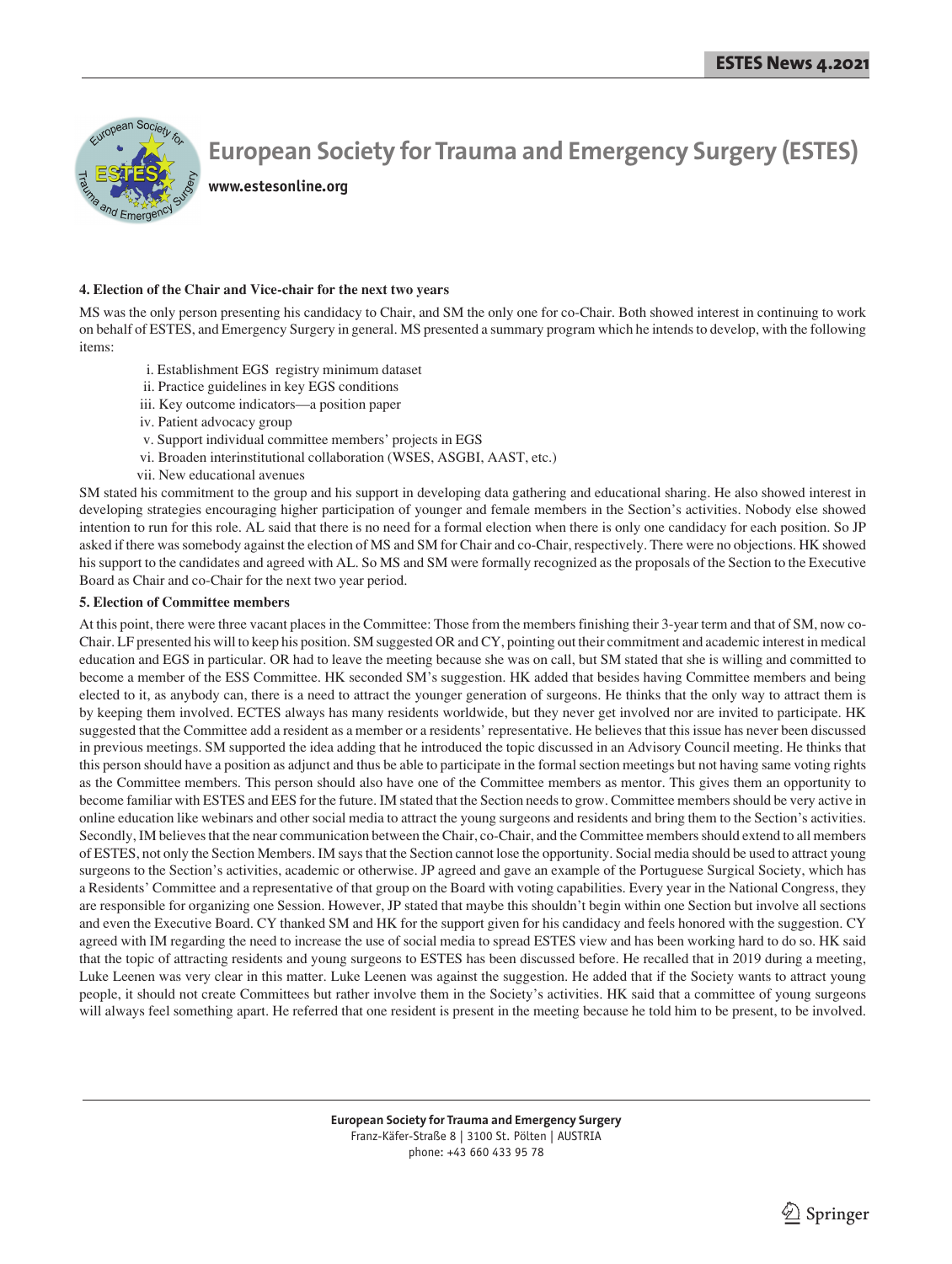#### 4. Election of the Chair and Vice-chair for the next two years

MS was the only person presenting his candidacy to Chair, and SM the only one for co-Chair. Both showed interest in continuing to work on behalf of ESTES, and Emergency Surgery in general. MS presented a summary program which he intends to develop, with the following items:

i. Establishment EGS registry minimum dataset
ii. Practice guidelines in key EGS conditions
iii. Key outcome indicators—a position paper
iv. Patient advocacy group
v. Support individual committee members' projects in EGS
vi. Broaden interinstitutional collaboration (WSES, ASGBI, AAST, etc.)
vii. New educational avenues

SM stated his commitment to the group and his support in developing data gathering and educational sharing. He also showed interest in developing strategies encouraging higher participation of younger and female members in the Section's activities. Nobody else showed intention to run for this role. AL said that there is no need for a formal election when there is only one candidacy for each position. So JP asked if there was somebody against the election of MS and SM for Chair and co-Chair, respectively. There were no objections. HK showed his support to the candidates and agreed with AL. So MS and SM were formally recognized as the proposals of the Section to the Executive Board as Chair and co-Chair for the next two year period.

#### 5. Election of Committee members

At this point, there were three vacant places in the Committee: Those from the members finishing their 3-year term and that of SM, now co-Chair. LF presented his will to keep his position. SM suggested OR and CY, pointing out their commitment and academic interest in medical education and EGS in particular. OR had to leave the meeting because she was on call, but SM stated that she is willing and committed to become a member of the ESS Committee. HK seconded SM's suggestion. HK added that besides having Committee members and being elected to it, as anybody can, there is a need to attract the younger generation of surgeons. He thinks that the only way to attract them is by keeping them involved. ECTES always has many residents worldwide, but they never get involved nor are invited to participate. HK suggested that the Committee add a resident as a member or a residents' representative. He believes that this issue has never been discussed in previous meetings. SM supported the idea adding that he introduced the topic discussed in an Advisory Council meeting. He thinks that this person should have a position as adjunct and thus be able to participate in the formal section meetings but not having same voting rights as the Committee members. This person should also have one of the Committee members as mentor. This gives them an opportunity to become familiar with ESTES and EES for the future. IM stated that the Section needs to grow. Committee members should be very active in online education like webinars and other social media to attract the young surgeons and residents and bring them to the Section's activities. Secondly, IM believes that the near communication between the Chair, co-Chair, and the Committee members should extend to all members of ESTES, not only the Section Members. IM says that the Section cannot lose the opportunity. Social media should be used to attract young surgeons to the Section's activities, academic or otherwise. JP agreed and gave an example of the Portuguese Surgical Society, which has a Residents' Committee and a representative of that group on the Board with voting capabilities. Every year in the National Congress, they are responsible for organizing one Session. However, JP stated that maybe this shouldn't begin within one Section but involve all sections and even the Executive Board. CY thanked SM and HK for the support given for his candidacy and feels honored with the suggestion. CY agreed with IM regarding the need to increase the use of social media to spread ESTES view and has been working hard to do so. HK said that the topic of attracting residents and young surgeons to ESTES has been discussed before. He recalled that in 2019 during a meeting, Luke Leenen was very clear in this matter. Luke Leenen was against the suggestion. He added that if the Society wants to attract young people, it should not create Committees but rather involve them in the Society's activities. HK said that a committee of young surgeons will always feel something apart. He referred that one resident is present in the meeting because he told him to be present, to be involved.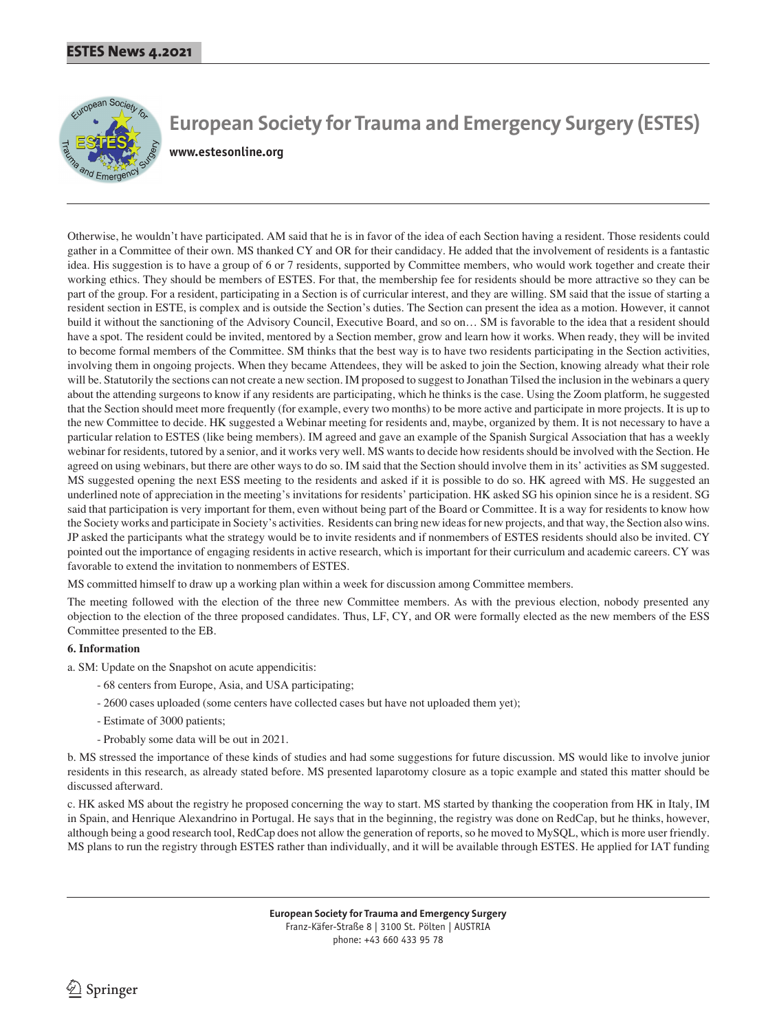Otherwise, he wouldn't have participated. AM said that he is in favor of the idea of each Section having a resident. Those residents could gather in a Committee of their own. MS thanked CY and OR for their candidacy. He added that the involvement of residents is a fantastic idea. His suggestion is to have a group of 6 or 7 residents, supported by Committee members, who would work together and create their working ethics. They should be members of ESTES. For that, the membership fee for residents should be more attractive so they can be part of the group. For a resident, participating in a Section is of curricular interest, and they are willing. SM said that the issue of starting a resident section in ESTE, is complex and is outside the Section's duties. The Section can present the idea as a motion. However, it cannot build it without the sanctioning of the Advisory Council, Executive Board, and so on… SM is favorable to the idea that a resident should have a spot. The resident could be invited, mentored by a Section member, grow and learn how it works. When ready, they will be invited to become formal members of the Committee. SM thinks that the best way is to have two residents participating in the Section activities, involving them in ongoing projects. When they became Attendees, they will be asked to join the Section, knowing already what their role will be. Statutorily the sections can not create a new section. IM proposed to suggest to Jonathan Tilsed the inclusion in the webinars a query about the attending surgeons to know if any residents are participating, which he thinks is the case. Using the Zoom platform, he suggested that the Section should meet more frequently (for example, every two months) to be more active and participate in more projects. It is up to the new Committee to decide. HK suggested a Webinar meeting for residents and, maybe, organized by them. It is not necessary to have a particular relation to ESTES (like being members). IM agreed and gave an example of the Spanish Surgical Association that has a weekly webinar for residents, tutored by a senior, and it works very well. MS wants to decide how residents should be involved with the Section. He agreed on using webinars, but there are other ways to do so. IM said that the Section should involve them in its' activities as SM suggested. MS suggested opening the next ESS meeting to the residents and asked if it is possible to do so. HK agreed with MS. He suggested an underlined note of appreciation in the meeting's invitations for residents' participation. HK asked SG his opinion since he is a resident. SG said that participation is very important for them, even without being part of the Board or Committee. It is a way for residents to know how the Society works and participate in Society's activities. Residents can bring new ideas for new projects, and that way, the Section also wins. JP asked the participants what the strategy would be to invite residents and if nonmembers of ESTES residents should also be invited. CY pointed out the importance of engaging residents in active research, which is important for their curriculum and academic careers. CY was favorable to extend the invitation to nonmembers of ESTES.

MS committed himself to draw up a working plan within a week for discussion among Committee members.

The meeting followed with the election of the three new Committee members. As with the previous election, nobody presented any objection to the election of the three proposed candidates. Thus, LF, CY, and OR were formally elected as the new members of the ESS Committee presented to the EB.

**6. Information**

a. SM: Update on the Snapshot on acute appendicitis:

- 68 centers from Europe, Asia, and USA participating;
- 2600 cases uploaded (some centers have collected cases but have not uploaded them yet);
- Estimate of 3000 patients;
- Probably some data will be out in 2021.

b. MS stressed the importance of these kinds of studies and had some suggestions for future discussion. MS would like to involve junior residents in this research, as already stated before. MS presented laparotomy closure as a topic example and stated this matter should be discussed afterward.

c. HK asked MS about the registry he proposed concerning the way to start. MS started by thanking the cooperation from HK in Italy, IM in Spain, and Henrique Alexandrino in Portugal. He says that in the beginning, the registry was done on RedCap, but he thinks, however, although being a good research tool, RedCap does not allow the generation of reports, so he moved to MySQL, which is more user friendly. MS plans to run the registry through ESTES rather than individually, and it will be available through ESTES. He applied for IAT funding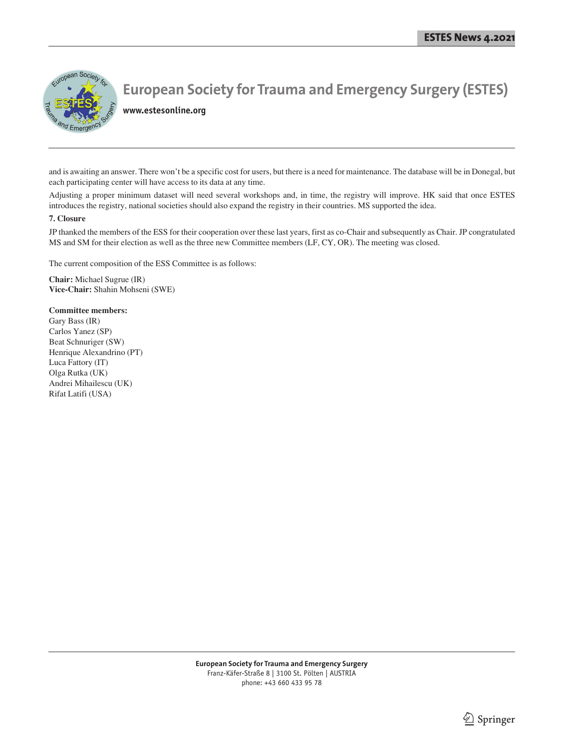and is awaiting an answer. There won't be a specific cost for users, but there is a need for maintenance. The database will be in Donegal, but each participating center will have access to its data at any time.

Adjusting a proper minimum dataset will need several workshops and, in time, the registry will improve. HK said that once ESTES introduces the registry, national societies should also expand the registry in their countries. MS supported the idea.

**7. Closure**

JP thanked the members of the ESS for their cooperation over these last years, first as co-Chair and subsequently as Chair. JP congratulated MS and SM for their election as well as the three new Committee members (LF, CY, OR). The meeting was closed.

The current composition of the ESS Committee is as follows:

**Chair:** Michael Sugrue (IR)
**Vice-Chair:** Shahin Mohseni (SWE)

**Committee members:**
Gary Bass (IR)
Carlos Yanez (SP)
Beat Schnuriger (SW)
Henrique Alexandrino (PT)
Luca Fattory (IT)
Olga Rutka (UK)
Andrei Mihailescu (UK)
Rifat Latifi (USA)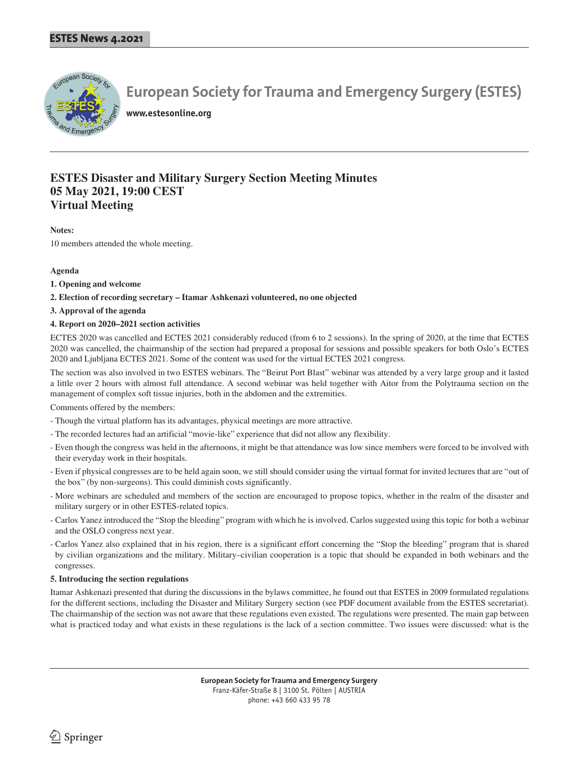# European Society for Trauma and Emergency Surgery (ESTES)

www.estesonline.org

## ESTES Disaster and Military Surgery Section Meeting Minutes
## 05 May 2021, 19:00 CEST
## Virtual Meeting

**Notes:**

10 members attended the whole meeting.

**Agenda**

**1. Opening and welcome**

**2. Election of recording secretary – Itamar Ashkenazi volunteered, no one objected**

**3. Approval of the agenda**

**4. Report on 2020–2021 section activities**

ECTES 2020 was cancelled and ECTES 2021 considerably reduced (from 6 to 2 sessions). In the spring of 2020, at the time that ECTES 2020 was cancelled, the chairmanship of the section had prepared a proposal for sessions and possible speakers for both Oslo's ECTES 2020 and Ljubljana ECTES 2021. Some of the content was used for the virtual ECTES 2021 congress.

The section was also involved in two ESTES webinars. The "Beirut Port Blast" webinar was attended by a very large group and it lasted a little over 2 hours with almost full attendance. A second webinar was held together with Aitor from the Polytrauma section on the management of complex soft tissue injuries, both in the abdomen and the extremities.

Comments offered by the members:

- Though the virtual platform has its advantages, physical meetings are more attractive.
- The recorded lectures had an artificial "movie-like" experience that did not allow any flexibility.
- Even though the congress was held in the afternoons, it might be that attendance was low since members were forced to be involved with their everyday work in their hospitals.
- Even if physical congresses are to be held again soon, we still should consider using the virtual format for invited lectures that are "out of the box" (by non-surgeons). This could diminish costs significantly.
- More webinars are scheduled and members of the section are encouraged to propose topics, whether in the realm of the disaster and military surgery or in other ESTES-related topics.
- Carlos Yanez introduced the "Stop the bleeding" program with which he is involved. Carlos suggested using this topic for both a webinar and the OSLO congress next year.
- Carlos Yanez also explained that in his region, there is a significant effort concerning the "Stop the bleeding" program that is shared by civilian organizations and the military. Military–civilian cooperation is a topic that should be expanded in both webinars and the congresses.

**5. Introducing the section regulations**

Itamar Ashkenazi presented that during the discussions in the bylaws committee, he found out that ESTES in 2009 formulated regulations for the different sections, including the Disaster and Military Surgery section (see PDF document available from the ESTES secretariat). The chairmanship of the section was not aware that these regulations even existed. The regulations were presented. The main gap between what is practiced today and what exists in these regulations is the lack of a section committee. Two issues were discussed: what is the

European Society for Trauma and Emergency Surgery
Franz-Käfer-Straße 8 | 3100 St. Pölten | AUSTRIA
phone: +43 660 433 95 78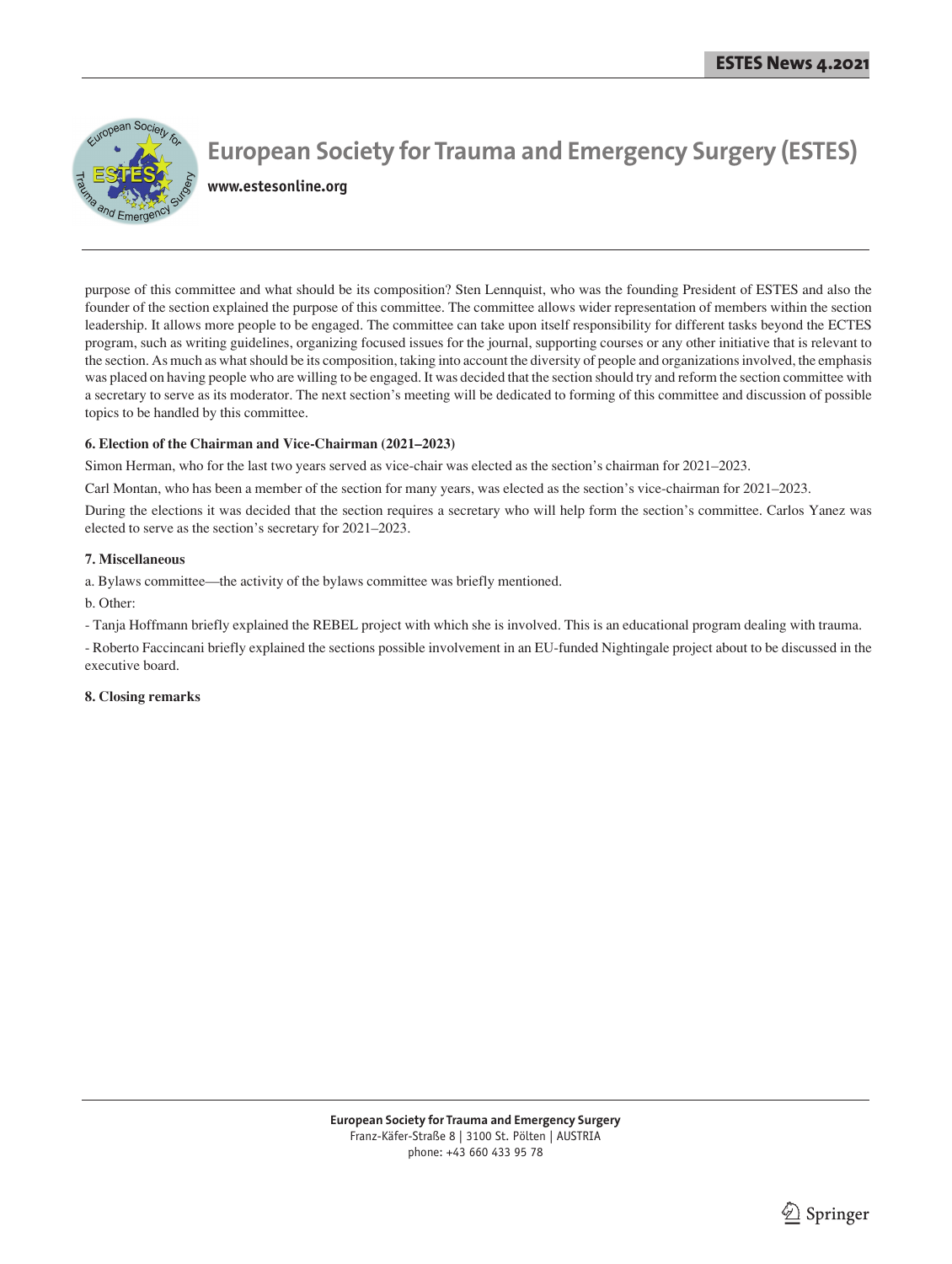purpose of this committee and what should be its composition? Sten Lennquist, who was the founding President of ESTES and also the founder of the section explained the purpose of this committee. The committee allows wider representation of members within the section leadership. It allows more people to be engaged. The committee can take upon itself responsibility for different tasks beyond the ECTES program, such as writing guidelines, organizing focused issues for the journal, supporting courses or any other initiative that is relevant to the section. As much as what should be its composition, taking into account the diversity of people and organizations involved, the emphasis was placed on having people who are willing to be engaged. It was decided that the section should try and reform the section committee with a secretary to serve as its moderator. The next section's meeting will be dedicated to forming of this committee and discussion of possible topics to be handled by this committee.

**6. Election of the Chairman and Vice-Chairman (2021–2023)**

Simon Herman, who for the last two years served as vice-chair was elected as the section's chairman for 2021–2023.

Carl Montan, who has been a member of the section for many years, was elected as the section's vice-chairman for 2021–2023.

During the elections it was decided that the section requires a secretary who will help form the section's committee. Carlos Yanez was elected to serve as the section's secretary for 2021–2023.

**7. Miscellaneous**

a. Bylaws committee—the activity of the bylaws committee was briefly mentioned.

b. Other:

- Tanja Hoffmann briefly explained the REBEL project with which she is involved. This is an educational program dealing with trauma.

- Roberto Faccincani briefly explained the sections possible involvement in an EU-funded Nightingale project about to be discussed in the executive board.

**8. Closing remarks**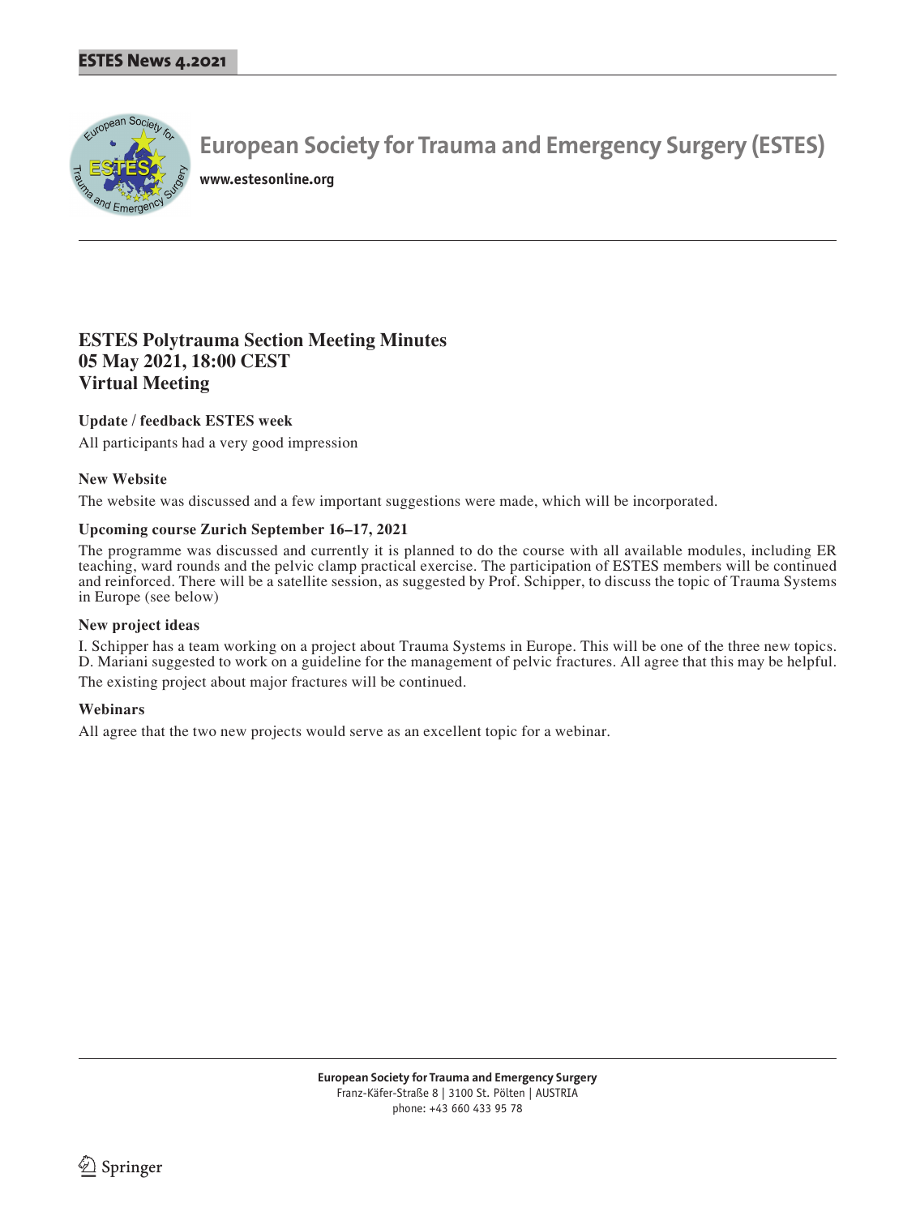# ESTES Polytrauma Section Meeting Minutes
# 05 May 2021, 18:00 CEST
# Virtual Meeting

### Update / feedback ESTES week

All participants had a very good impression

### New Website

The website was discussed and a few important suggestions were made, which will be incorporated.

### Upcoming course Zurich September 16–17, 2021

The programme was discussed and currently it is planned to do the course with all available modules, including ER teaching, ward rounds and the pelvic clamp practical exercise. The participation of ESTES members will be continued and reinforced. There will be a satellite session, as suggested by Prof. Schipper, to discuss the topic of Trauma Systems in Europe (see below)

### New project ideas

I. Schipper has a team working on a project about Trauma Systems in Europe. This will be one of the three new topics. D. Mariani suggested to work on a guideline for the management of pelvic fractures. All agree that this may be helpful.

The existing project about major fractures will be continued.

### Webinars

All agree that the two new projects would serve as an excellent topic for a webinar.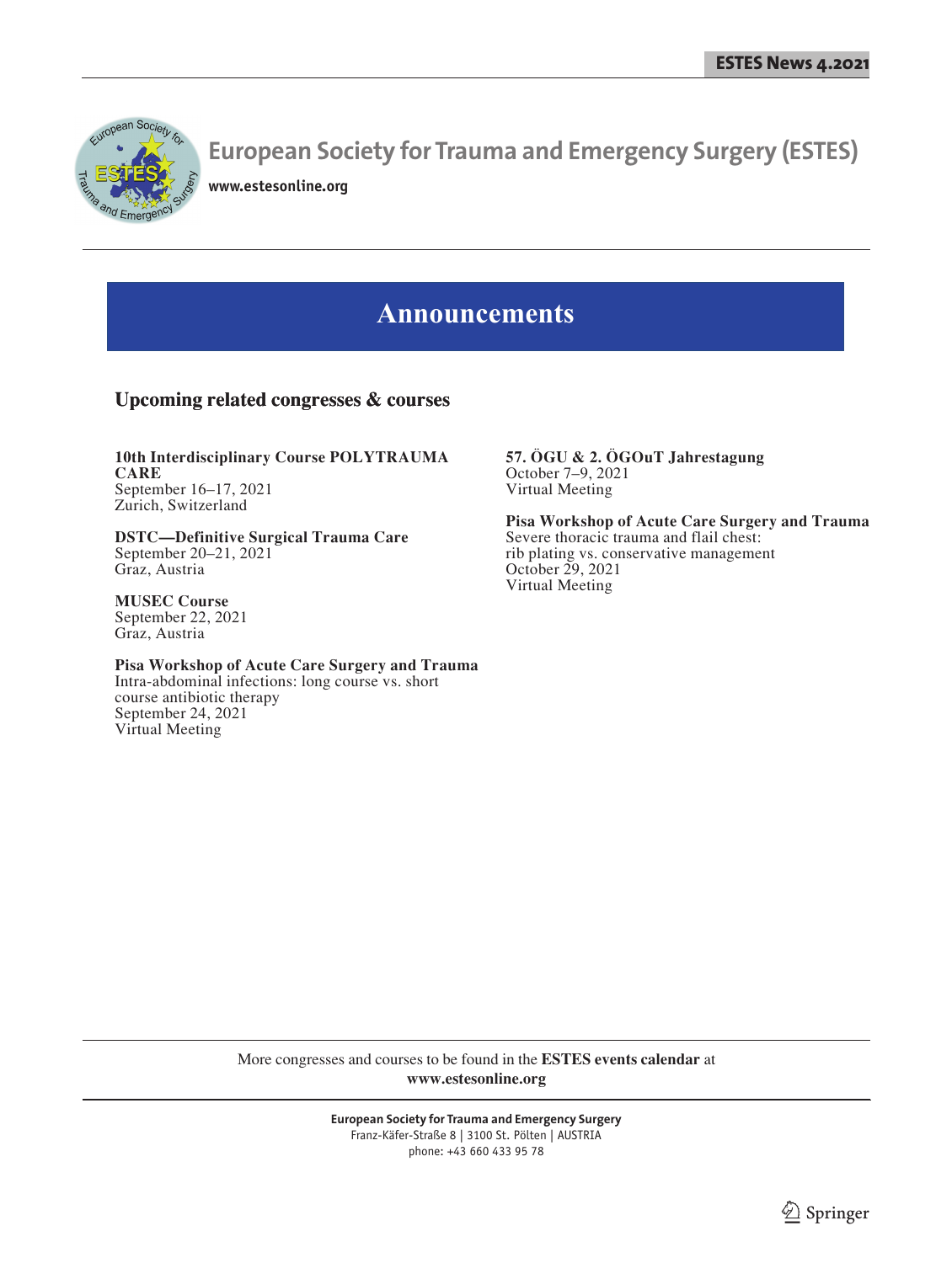# European Society for Trauma and Emergency Surgery (ESTES)

www.estesonline.org

## Announcements

### Upcoming related congresses & courses

**10th Interdisciplinary Course POLYTRAUMA CARE**
September 16–17, 2021
Zurich, Switzerland

**DSTC—Definitive Surgical Trauma Care**
September 20–21, 2021
Graz, Austria

**MUSEC Course**
September 22, 2021
Graz, Austria

**Pisa Workshop of Acute Care Surgery and Trauma**
Intra-abdominal infections: long course vs. short course antibiotic therapy
September 24, 2021
Virtual Meeting

**57. ÖGU & 2. ÖGOuT Jahrestagung**
October 7–9, 2021
Virtual Meeting

**Pisa Workshop of Acute Care Surgery and Trauma**
Severe thoracic trauma and flail chest:
rib plating vs. conservative management
October 29, 2021
Virtual Meeting

More congresses and courses to be found in the **ESTES events calendar** at **www.estesonline.org**

**European Society for Trauma and Emergency Surgery**
Franz-Käfer-Straße 8 | 3100 St. Pölten | AUSTRIA
phone: +43 660 433 95 78